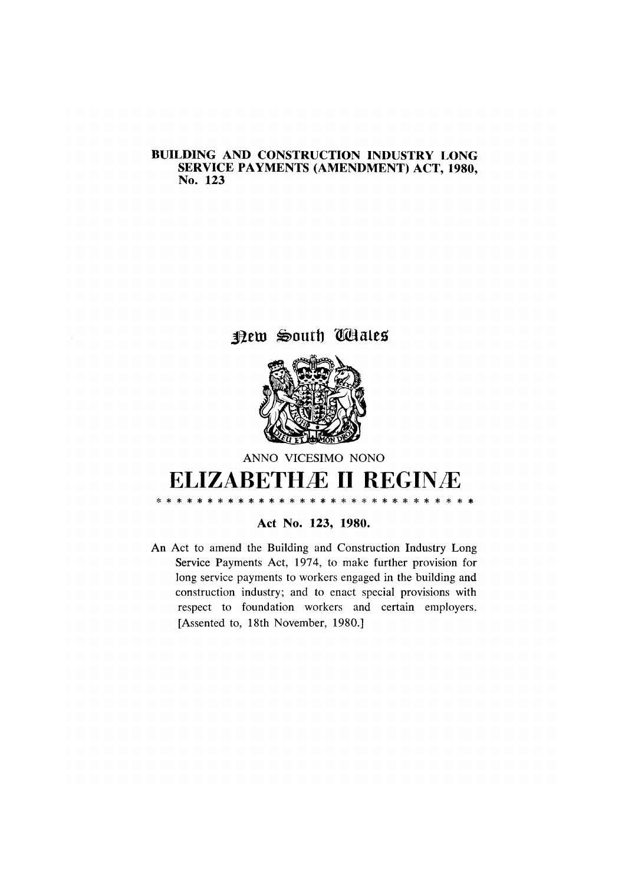**BUILDING AND CONSTRUCTION INDUSTRY LONG SERVICE PAYMENTS (AMENDMENT) ACT, 1980, No. 123**

New South Wales

ANNO VICESIMO NONO

# ELIZABETHÆ II REGINÆ

* * * * * * * * * * * * * * * * * * * * * * * * * * * * * *

**Act No. 123, 1980.**

An Act to amend the Building and Construction Industry Long Service Payments Act, 1974, to make further provision for long service payments to workers engaged in the building and construction industry; and to enact special provisions with respect to foundation workers and certain employers. [Assented to, 18th November, 1980.]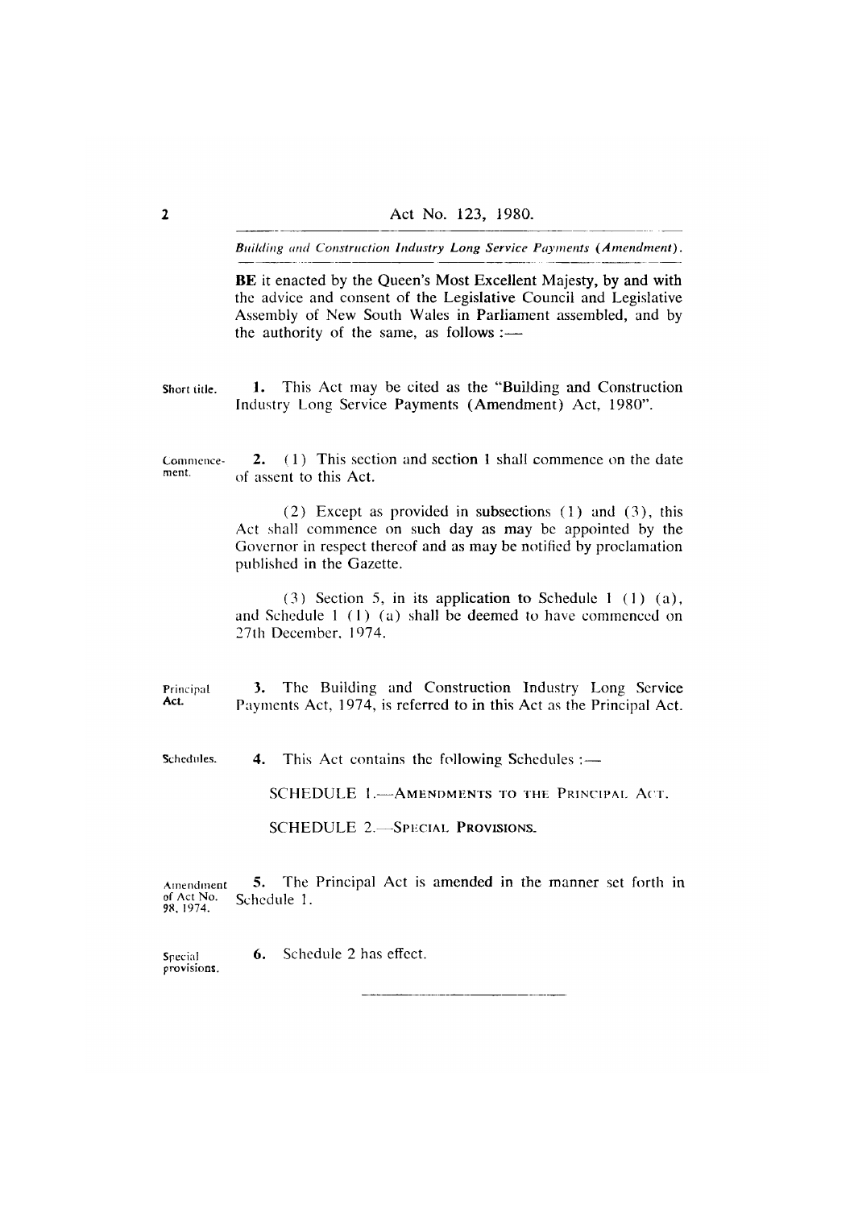BE it enacted by the Queen's Most Excellent Majesty, by and with the advice and consent of the Legislative Council and Legislative Assembly of New South Wales in Parliament assembled, and by the authority of the same, as follows :—

Short title.

**1.** This Act may be cited as the "Building and Construction Industry Long Service Payments (Amendment) Act, 1980".

Commencement.

**2.** (1) This section and section 1 shall commence on the date of assent to this Act.

(2) Except as provided in subsections (1) and (3), this Act shall commence on such day as may be appointed by the Governor in respect thereof and as may be notified by proclamation published in the Gazette.

(3) Section 5, in its application to Schedule 1 (1) (a), and Schedule 1 (1) (a) shall be deemed to have commenced on 27th December, 1974.

Principal Act.

**3.** The Building and Construction Industry Long Service Payments Act, 1974, is referred to in this Act as the Principal Act.

Schedules.

**4.** This Act contains the following Schedules :—

SCHEDULE 1.—AMENDMENTS TO THE PRINCIPAL ACT.

SCHEDULE 2.—SPECIAL PROVISIONS.

Amendment of Act No. 98, 1974.

**5.** The Principal Act is amended in the manner set forth in Schedule 1.

Special provisions.

**6.** Schedule 2 has effect.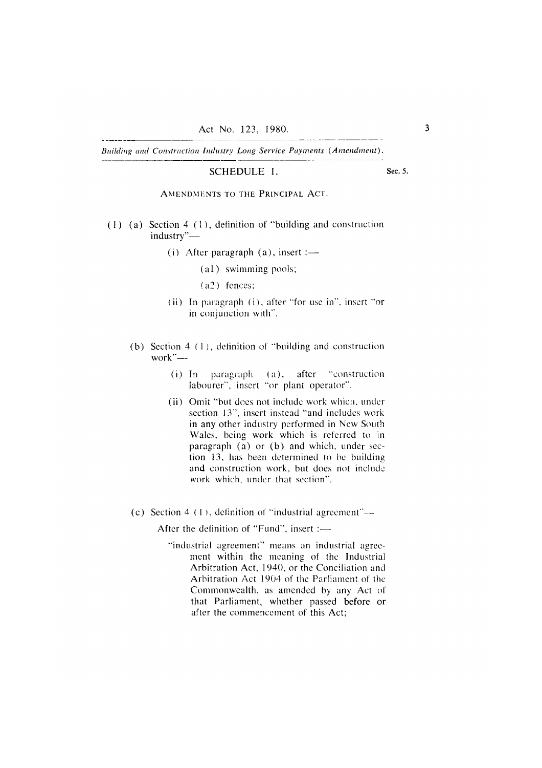## SCHEDULE 1.

Sec. 5.

AMENDMENTS TO THE PRINCIPAL ACT.

(1) (a) Section 4 (1), definition of "building and construction industry"—

(i) After paragraph (a), insert :—

(a1) swimming pools;

(a2) fences;

(ii) In paragraph (i), after "for use in", insert "or in conjunction with".

(b) Section 4 (1), definition of "building and construction work"—

(i) In paragraph (a), after "construction labourer", insert "or plant operator".

(ii) Omit "but does not include work which, under section 13", insert instead "and includes work in any other industry performed in New South Wales, being work which is referred to in paragraph (a) or (b) and which, under section 13, has been determined to be building and construction work, but does not include work which, under that section".

(c) Section 4 (1), definition of "industrial agreement"—

After the definition of "Fund", insert :—

"industrial agreement" means an industrial agreement within the meaning of the Industrial Arbitration Act, 1940, or the Conciliation and Arbitration Act 1904 of the Parliament of the Commonwealth, as amended by any Act of that Parliament, whether passed before or after the commencement of this Act;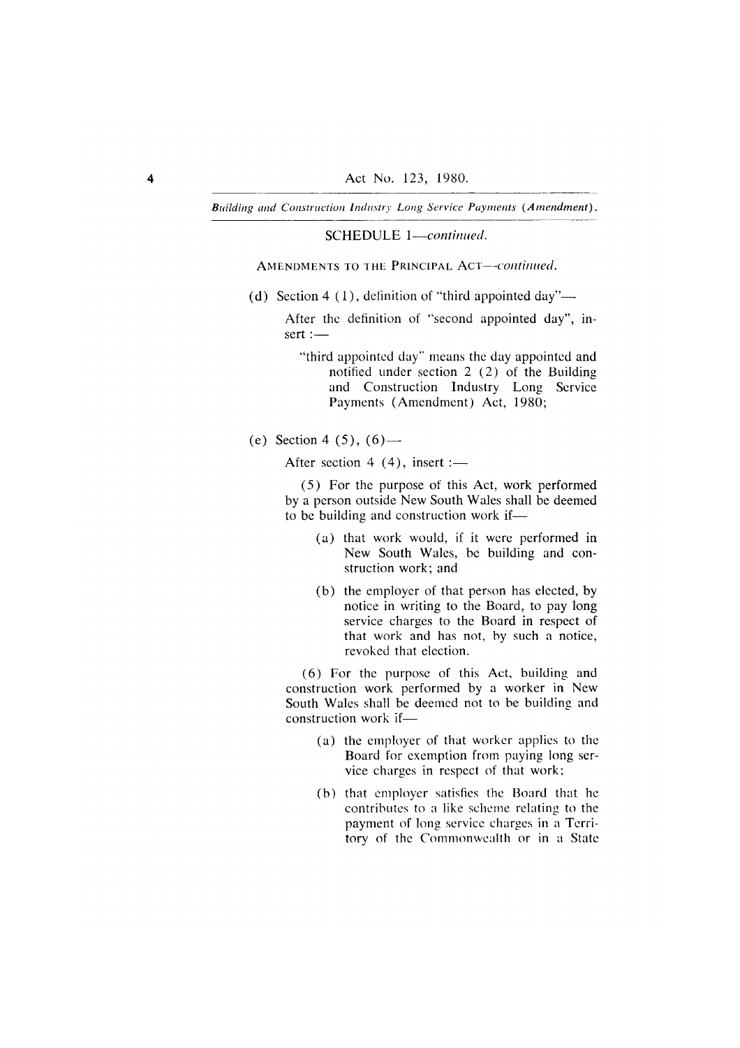SCHEDULE 1—*continued.*

AMENDMENTS TO THE PRINCIPAL ACT—*continued.*

(d) Section 4 (1), definition of "third appointed day"—

After the definition of "second appointed day", insert :—

"third appointed day" means the day appointed and notified under section 2 (2) of the Building and Construction Industry Long Service Payments (Amendment) Act, 1980;

(e) Section 4 (5), (6)—

After section 4 (4), insert :—

(5) For the purpose of this Act, work performed by a person outside New South Wales shall be deemed to be building and construction work if—

(a) that work would, if it were performed in New South Wales, be building and construction work; and

(b) the employer of that person has elected, by notice in writing to the Board, to pay long service charges to the Board in respect of that work and has not, by such a notice, revoked that election.

(6) For the purpose of this Act, building and construction work performed by a worker in New South Wales shall be deemed not to be building and construction work if—

(a) the employer of that worker applies to the Board for exemption from paying long service charges in respect of that work;

(b) that employer satisfies the Board that he contributes to a like scheme relating to the payment of long service charges in a Territory of the Commonwealth or in a State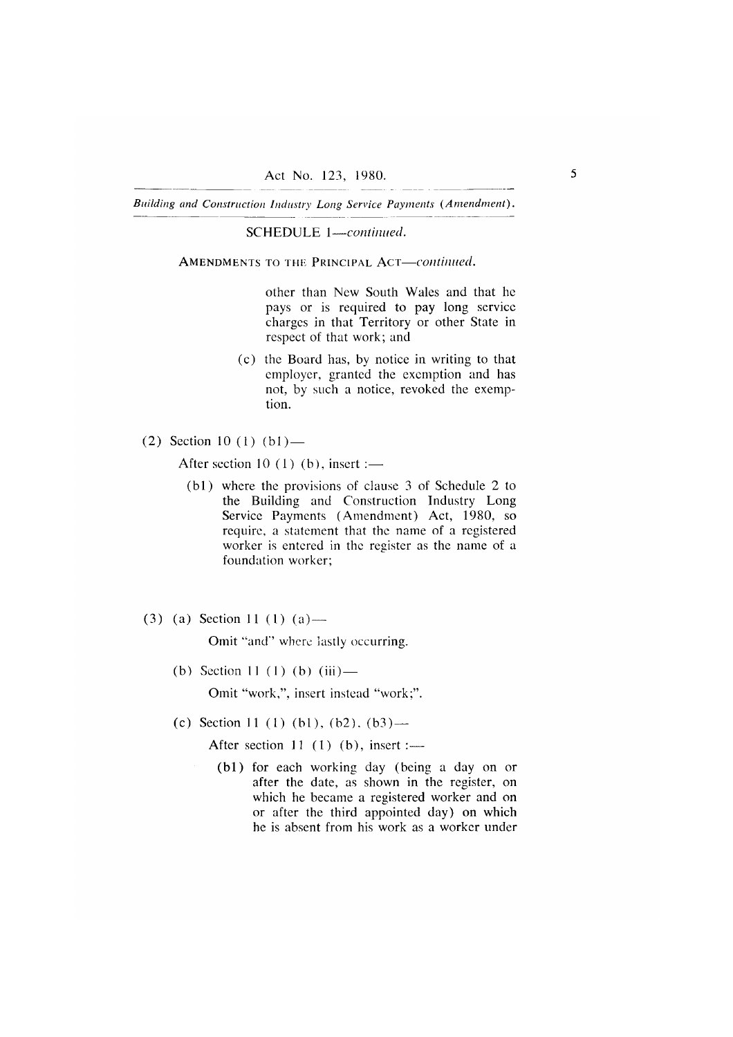SCHEDULE 1—*continued.*

AMENDMENTS TO THE PRINCIPAL ACT—*continued.*

other than New South Wales and that he pays or is required to pay long service charges in that Territory or other State in respect of that work; and

(c) the Board has, by notice in writing to that employer, granted the exemption and has not, by such a notice, revoked the exemption.

(2) Section 10 (1) (b1)—

After section 10 (1) (b), insert :—

(b1) where the provisions of clause 3 of Schedule 2 to the Building and Construction Industry Long Service Payments (Amendment) Act, 1980, so require, a statement that the name of a registered worker is entered in the register as the name of a foundation worker;

(3) (a) Section 11 (1) (a)—

Omit "and" where lastly occurring.

(b) Section 11 (1) (b) (iii)—

Omit "work,", insert instead "work;".

(c) Section 11 (1) (b1), (b2), (b3)—

After section 11 (1) (b), insert :—

(b1) for each working day (being a day on or after the date, as shown in the register, on which he became a registered worker and on or after the third appointed day) on which he is absent from his work as a worker under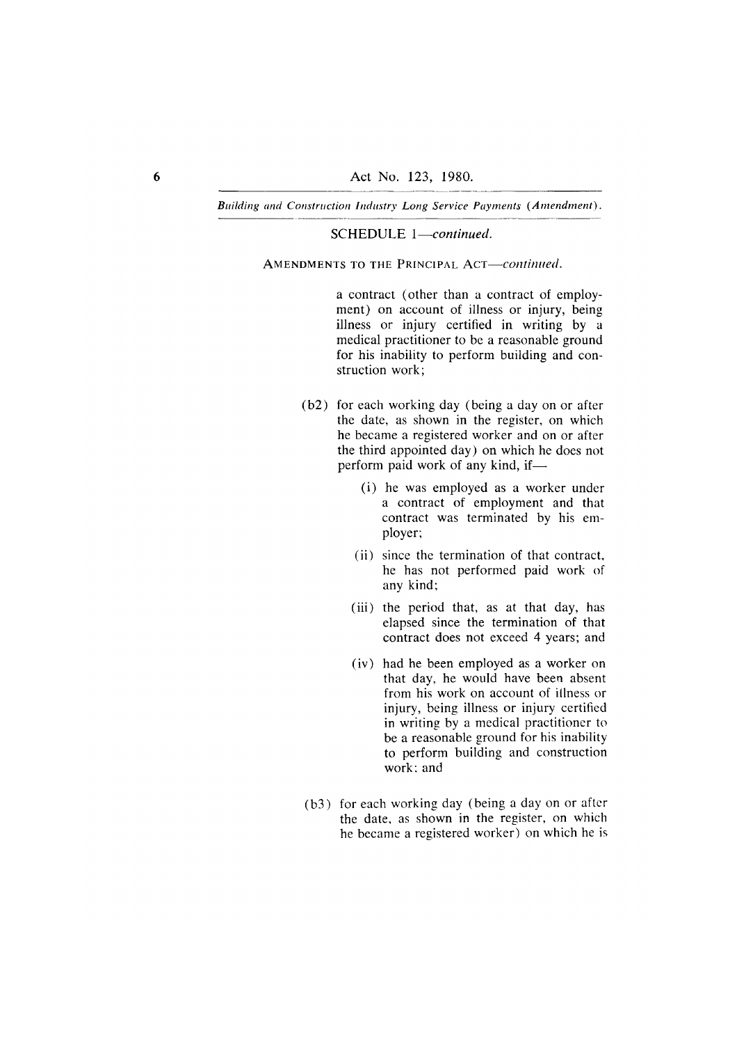SCHEDULE 1—*continued.*

AMENDMENTS TO THE PRINCIPAL ACT—*continued.*

a contract (other than a contract of employment) on account of illness or injury, being illness or injury certified in writing by a medical practitioner to be a reasonable ground for his inability to perform building and construction work;

(b2) for each working day (being a day on or after the date, as shown in the register, on which he became a registered worker and on or after the third appointed day) on which he does not perform paid work of any kind, if—

(i) he was employed as a worker under a contract of employment and that contract was terminated by his employer;

(ii) since the termination of that contract, he has not performed paid work of any kind;

(iii) the period that, as at that day, has elapsed since the termination of that contract does not exceed 4 years; and

(iv) had he been employed as a worker on that day, he would have been absent from his work on account of illness or injury, being illness or injury certified in writing by a medical practitioner to be a reasonable ground for his inability to perform building and construction work; and

(b3) for each working day (being a day on or after the date, as shown in the register, on which he became a registered worker) on which he is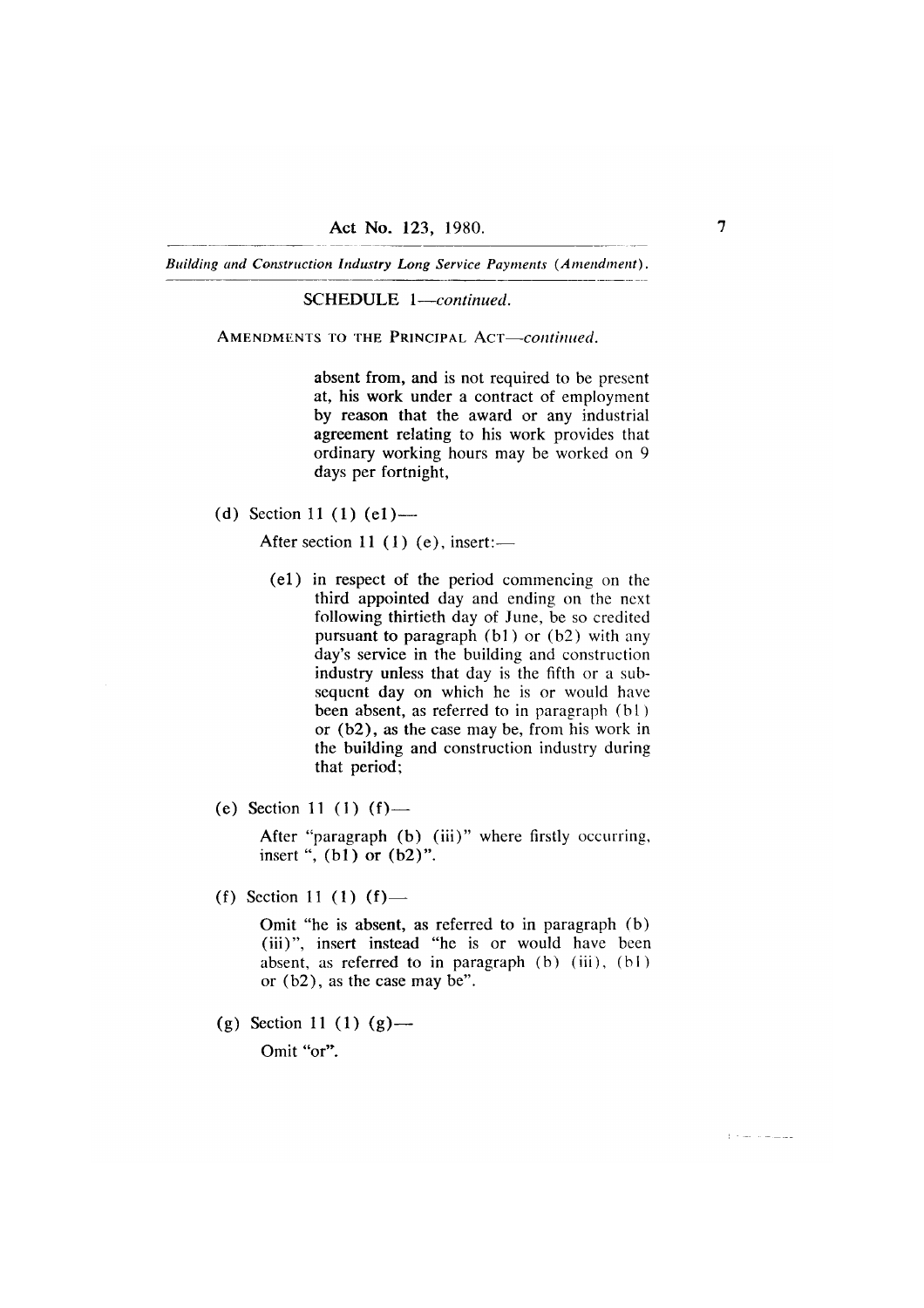SCHEDULE 1—*continued.*

AMENDMENTS TO THE PRINCIPAL ACT—*continued.*

absent from, and is not required to be present at, his work under a contract of employment by reason that the award or any industrial agreement relating to his work provides that ordinary working hours may be worked on 9 days per fortnight,

(d) Section 11 (1) (e1)—

After section 11 (1) (e), insert:—

(e1) in respect of the period commencing on the third appointed day and ending on the next following thirtieth day of June, be so credited pursuant to paragraph (b1) or (b2) with any day's service in the building and construction industry unless that day is the fifth or a subsequent day on which he is or would have been absent, as referred to in paragraph (b1) or (b2), as the case may be, from his work in the building and construction industry during that period;

(e) Section 11 (1) (f)—

After "paragraph (b) (iii)" where firstly occurring, insert ", (b1) or (b2)".

(f) Section 11 (1) (f)—

Omit "he is absent, as referred to in paragraph (b) (iii)", insert instead "he is or would have been absent, as referred to in paragraph (b) (iii), (b1) or (b2), as the case may be".

(g) Section 11 (1) (g)—

Omit "or".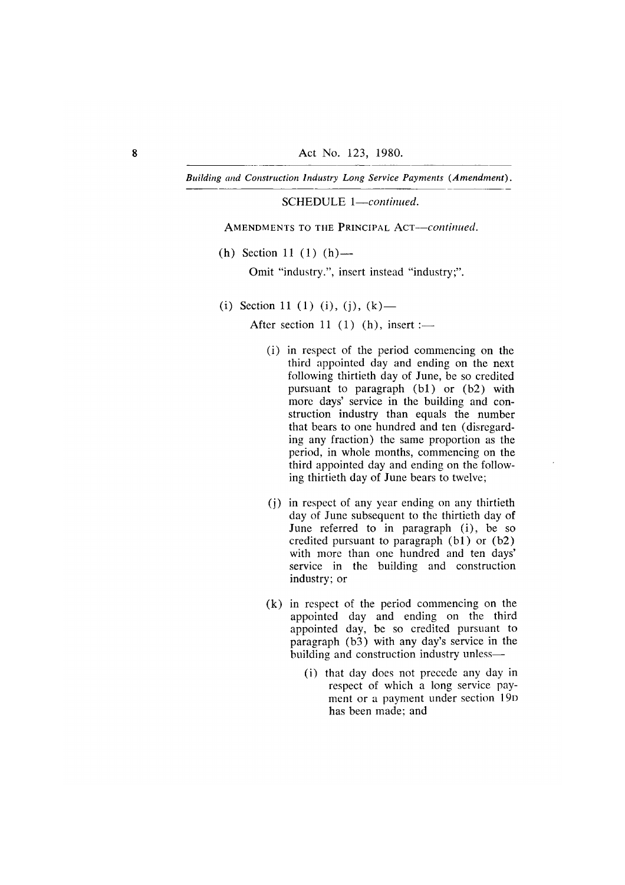SCHEDULE 1—*continued.*

AMENDMENTS TO THE PRINCIPAL ACT—*continued.*

(h) Section 11 (1) (h)—

Omit "industry.", insert instead "industry;".

(i) Section 11 (1) (i), (j), (k)—

After section 11 (1) (h), insert :—

(i) in respect of the period commencing on the third appointed day and ending on the next following thirtieth day of June, be so credited pursuant to paragraph (b1) or (b2) with more days' service in the building and construction industry than equals the number that bears to one hundred and ten (disregarding any fraction) the same proportion as the period, in whole months, commencing on the third appointed day and ending on the following thirtieth day of June bears to twelve;

(j) in respect of any year ending on any thirtieth day of June subsequent to the thirtieth day of June referred to in paragraph (i), be so credited pursuant to paragraph (b1) or (b2) with more than one hundred and ten days' service in the building and construction industry; or

(k) in respect of the period commencing on the appointed day and ending on the third appointed day, be so credited pursuant to paragraph (b3) with any day's service in the building and construction industry unless—

(i) that day does not precede any day in respect of which a long service payment or a payment under section 19D has been made; and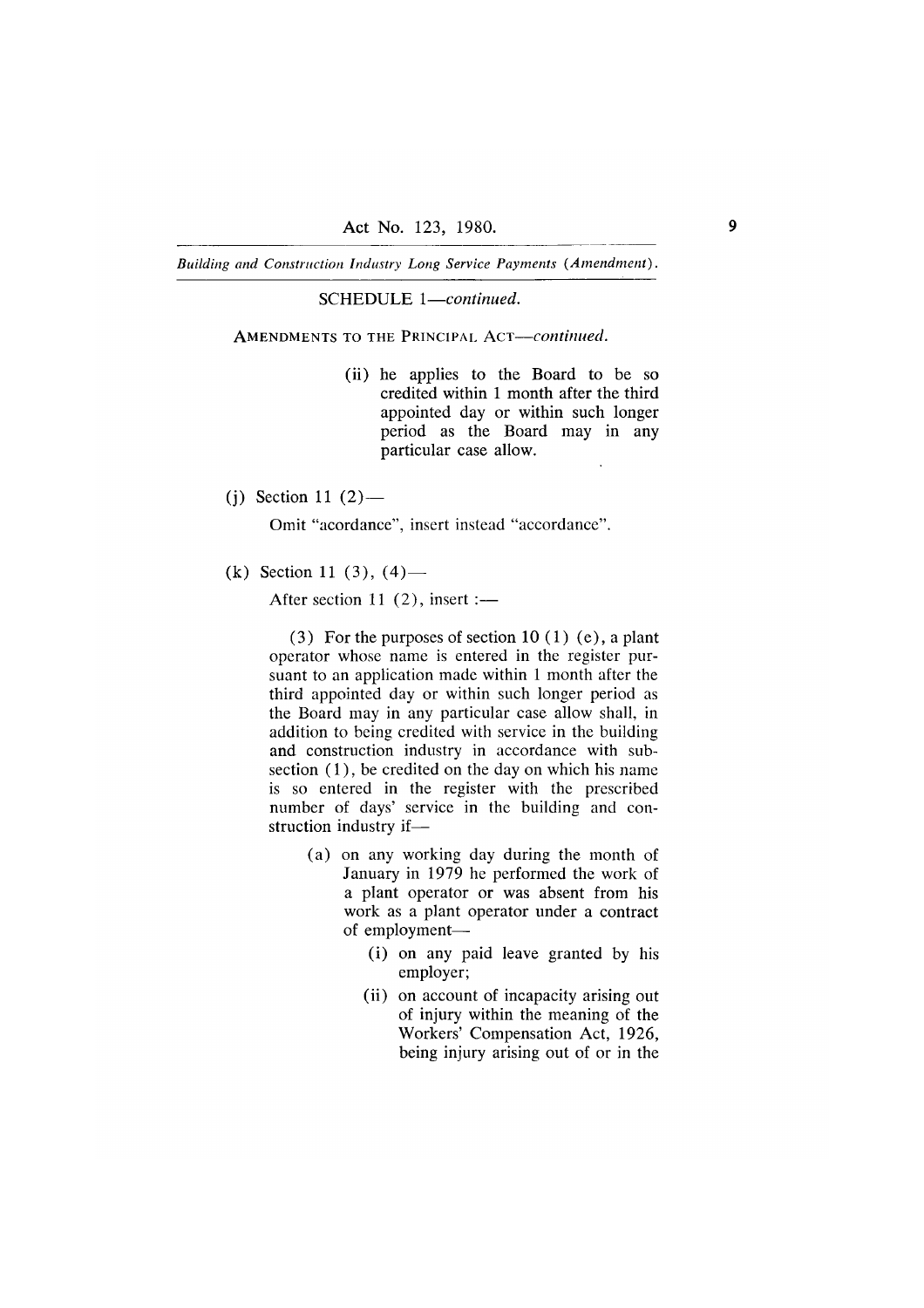SCHEDULE 1—*continued.*

AMENDMENTS TO THE PRINCIPAL ACT—*continued.*

(ii) he applies to the Board to be so credited within 1 month after the third appointed day or within such longer period as the Board may in any particular case allow.

(j) Section 11 (2)—

Omit "acordance", insert instead "accordance".

(k) Section 11 (3), (4)—

After section 11 (2), insert :—

(3) For the purposes of section 10 (1) (e), a plant operator whose name is entered in the register pursuant to an application made within 1 month after the third appointed day or within such longer period as the Board may in any particular case allow shall, in addition to being credited with service in the building and construction industry in accordance with subsection (1), be credited on the day on which his name is so entered in the register with the prescribed number of days' service in the building and construction industry if—

(a) on any working day during the month of January in 1979 he performed the work of a plant operator or was absent from his work as a plant operator under a contract of employment—

(i) on any paid leave granted by his employer;

(ii) on account of incapacity arising out of injury within the meaning of the Workers' Compensation Act, 1926, being injury arising out of or in the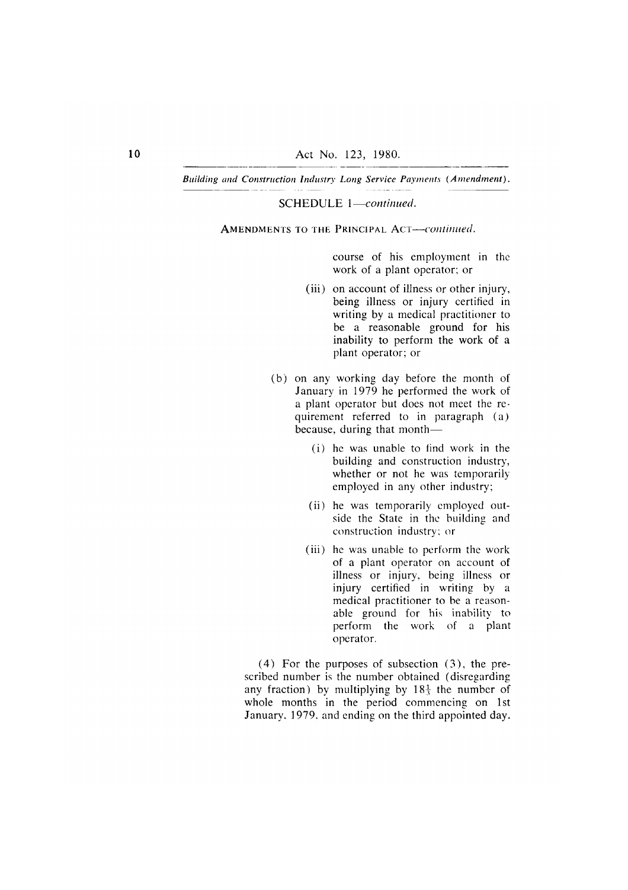SCHEDULE 1—*continued.*

AMENDMENTS TO THE PRINCIPAL ACT—*continued.*

course of his employment in the work of a plant operator; or

(iii) on account of illness or other injury, being illness or injury certified in writing by a medical practitioner to be a reasonable ground for his inability to perform the work of a plant operator; or

(b) on any working day before the month of January in 1979 he performed the work of a plant operator but does not meet the requirement referred to in paragraph (a) because, during that month—

(i) he was unable to find work in the building and construction industry, whether or not he was temporarily employed in any other industry;

(ii) he was temporarily employed outside the State in the building and construction industry; or

(iii) he was unable to perform the work of a plant operator on account of illness or injury, being illness or injury certified in writing by a medical practitioner to be a reasonable ground for his inability to perform the work of a plant operator.

(4) For the purposes of subsection (3), the prescribed number is the number obtained (disregarding any fraction) by multiplying by $18\frac{1}{3}$ the number of whole months in the period commencing on 1st January, 1979, and ending on the third appointed day.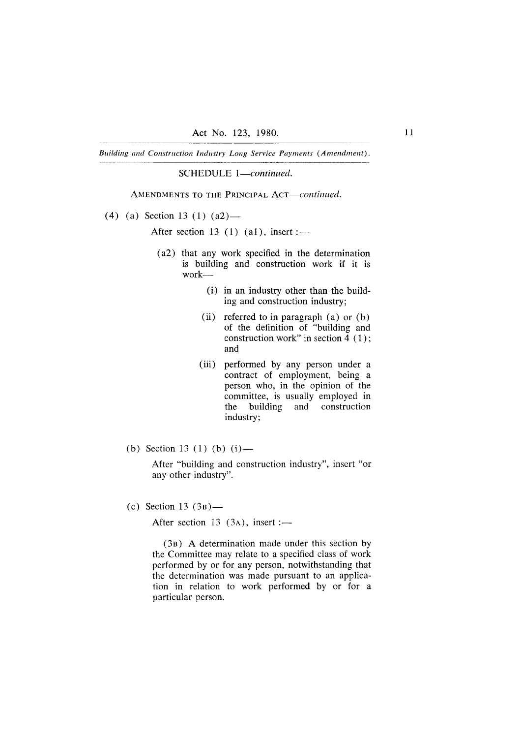SCHEDULE 1—*continued.*

AMENDMENTS TO THE PRINCIPAL ACT—*continued.*

(4) (a) Section 13 (1) (a2)—

After section 13 (1) (a1), insert :—

> (a2) that any work specified in the determination is building and construction work if it is work—
>
> > (i) in an industry other than the building and construction industry;
> >
> > (ii) referred to in paragraph (a) or (b) of the definition of "building and construction work" in section 4 (1); and
> >
> > (iii) performed by any person under a contract of employment, being a person who, in the opinion of the committee, is usually employed in the building and construction industry;

(b) Section 13 (1) (b) (i)—

After "building and construction industry", insert "or any other industry".

(c) Section 13 (3B)—

After section 13 (3A), insert :—

> (3B) A determination made under this section by the Committee may relate to a specified class of work performed by or for any person, notwithstanding that the determination was made pursuant to an application in relation to work performed by or for a particular person.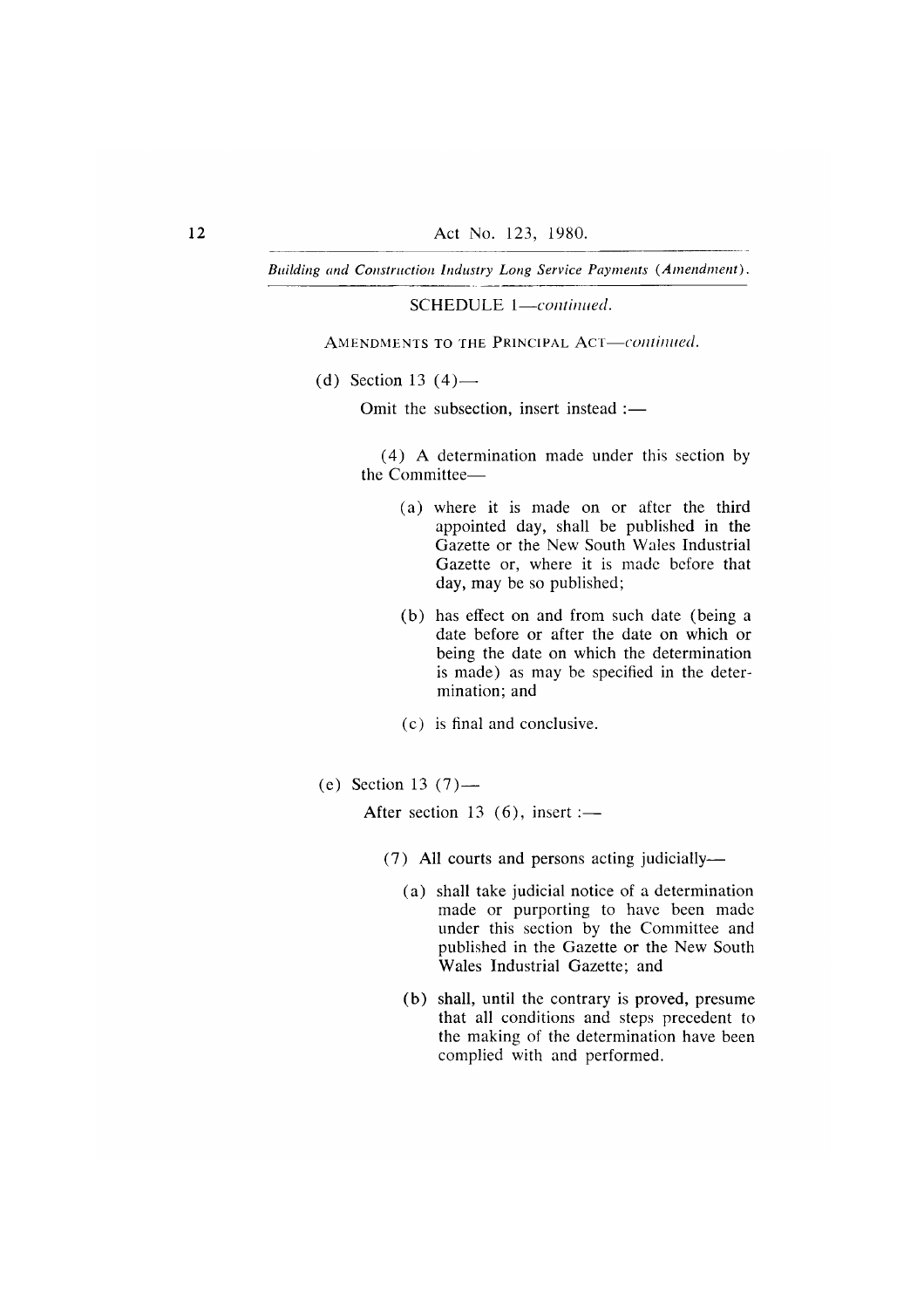SCHEDULE 1—*continued.*

AMENDMENTS TO THE PRINCIPAL ACT—*continued.*

(d) Section 13 (4)—

Omit the subsection, insert instead :—

(4) A determination made under this section by the Committee—

(a) where it is made on or after the third appointed day, shall be published in the Gazette or the New South Wales Industrial Gazette or, where it is made before that day, may be so published;

(b) has effect on and from such date (being a date before or after the date on which or being the date on which the determination is made) as may be specified in the determination; and

(c) is final and conclusive.

(e) Section 13 (7)—

After section 13 (6), insert :—

(7) All courts and persons acting judicially—

(a) shall take judicial notice of a determination made or purporting to have been made under this section by the Committee and published in the Gazette or the New South Wales Industrial Gazette; and

(b) shall, until the contrary is proved, presume that all conditions and steps precedent to the making of the determination have been complied with and performed.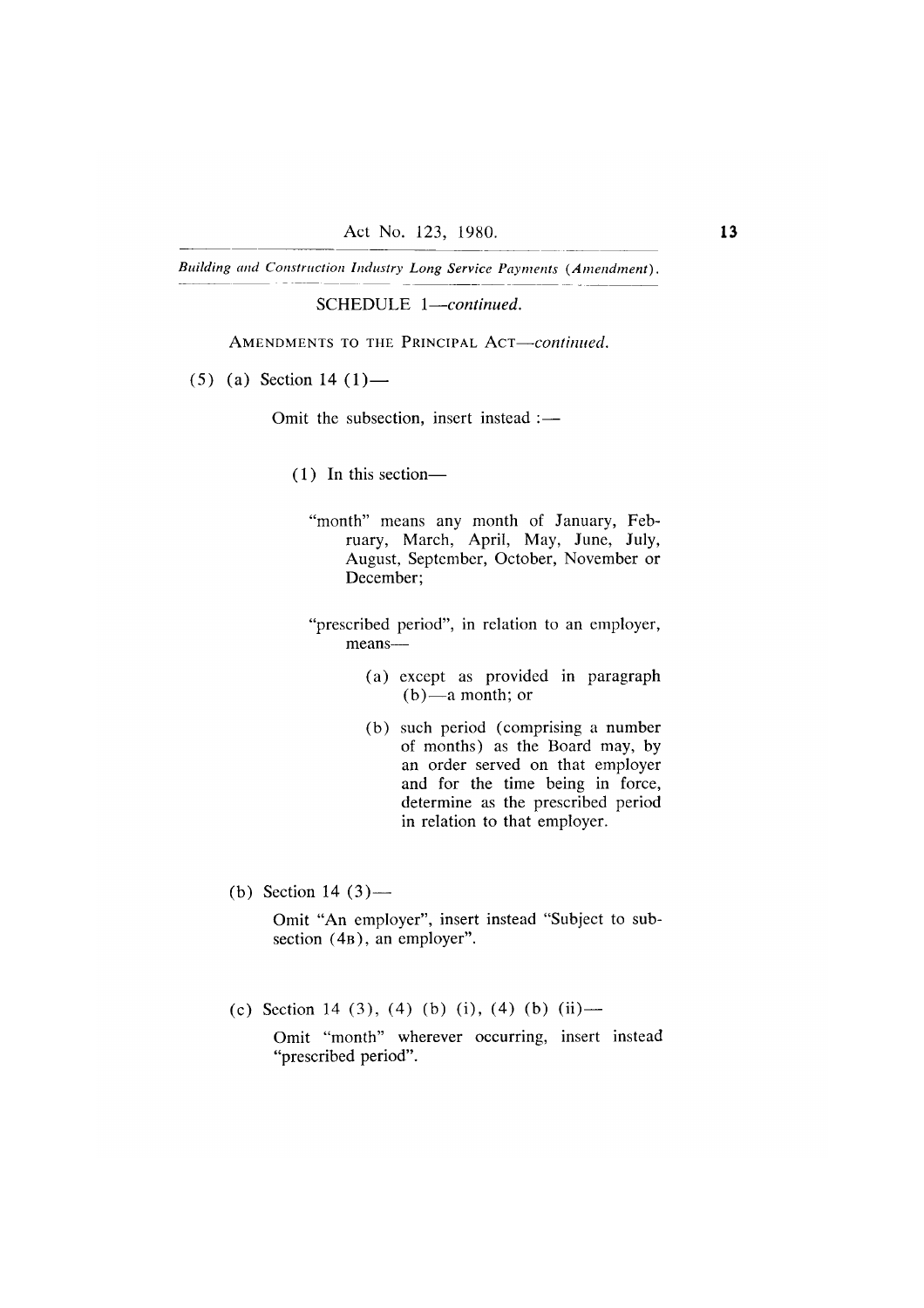SCHEDULE 1—*continued.*

AMENDMENTS TO THE PRINCIPAL ACT—*continued.*

(5) (a) Section 14 (1)—

Omit the subsection, insert instead :—

(1) In this section—

"month" means any month of January, February, March, April, May, June, July, August, September, October, November or December;

"prescribed period", in relation to an employer, means—

(a) except as provided in paragraph (b)—a month; or

(b) such period (comprising a number of months) as the Board may, by an order served on that employer and for the time being in force, determine as the prescribed period in relation to that employer.

(b) Section 14 (3)—

Omit "An employer", insert instead "Subject to subsection (4B), an employer".

(c) Section 14 (3), (4) (b) (i), (4) (b) (ii)—

Omit "month" wherever occurring, insert instead "prescribed period".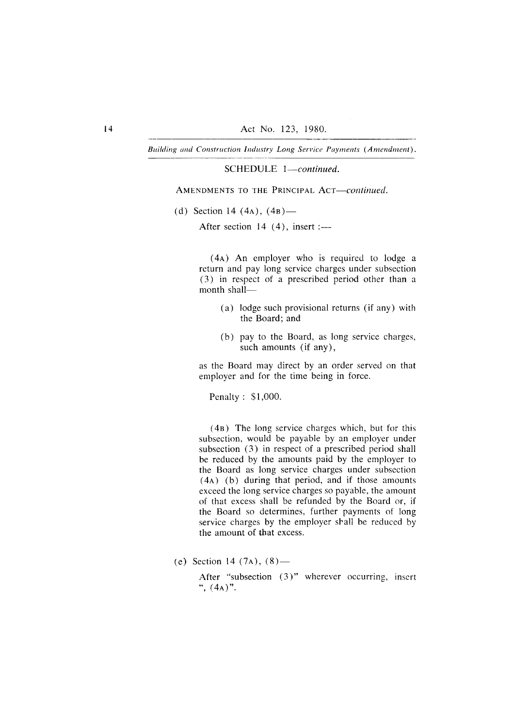## SCHEDULE 1—*continued.*

AMENDMENTS TO THE PRINCIPAL ACT—*continued.*

(d) Section 14 (4A), (4B)—

After section 14 (4), insert :—

(4A) An employer who is required to lodge a return and pay long service charges under subsection (3) in respect of a prescribed period other than a month shall—

(a) lodge such provisional returns (if any) with the Board; and

(b) pay to the Board, as long service charges, such amounts (if any),

as the Board may direct by an order served on that employer and for the time being in force.

Penalty : $1,000.

(4B) The long service charges which, but for this subsection, would be payable by an employer under subsection (3) in respect of a prescribed period shall be reduced by the amounts paid by the employer to the Board as long service charges under subsection (4A) (b) during that period, and if those amounts exceed the long service charges so payable, the amount of that excess shall be refunded by the Board or, if the Board so determines, further payments of long service charges by the employer shall be reduced by the amount of that excess.

(e) Section 14 (7A), (8)—

After "subsection (3)" wherever occurring, insert ", (4A)".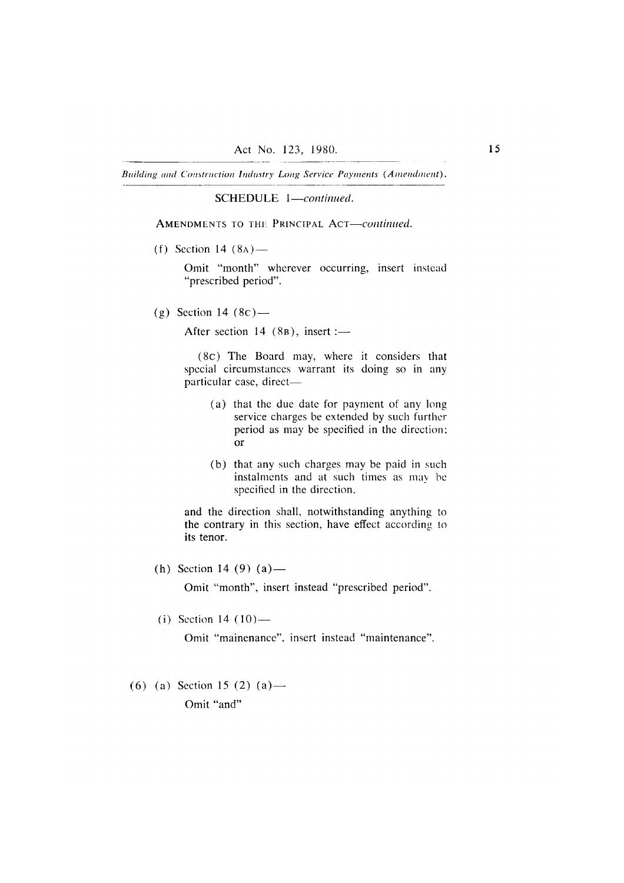SCHEDULE 1—*continued.*

AMENDMENTS TO THE PRINCIPAL ACT—*continued.*

(f) Section 14 (8A)—

Omit "month" wherever occurring, insert instead "prescribed period".

(g) Section 14 (8C)—

After section 14 (8B), insert :—

(8C) The Board may, where it considers that special circumstances warrant its doing so in any particular case, direct—

(a) that the due date for payment of any long service charges be extended by such further period as may be specified in the direction; or

(b) that any such charges may be paid in such instalments and at such times as may be specified in the direction,

and the direction shall, notwithstanding anything to the contrary in this section, have effect according to its tenor.

(h) Section 14 (9) (a)—

Omit "month", insert instead "prescribed period".

(i) Section 14 (10)—

Omit "mainenance", insert instead "maintenance".

(6) (a) Section 15 (2) (a)—

Omit "and"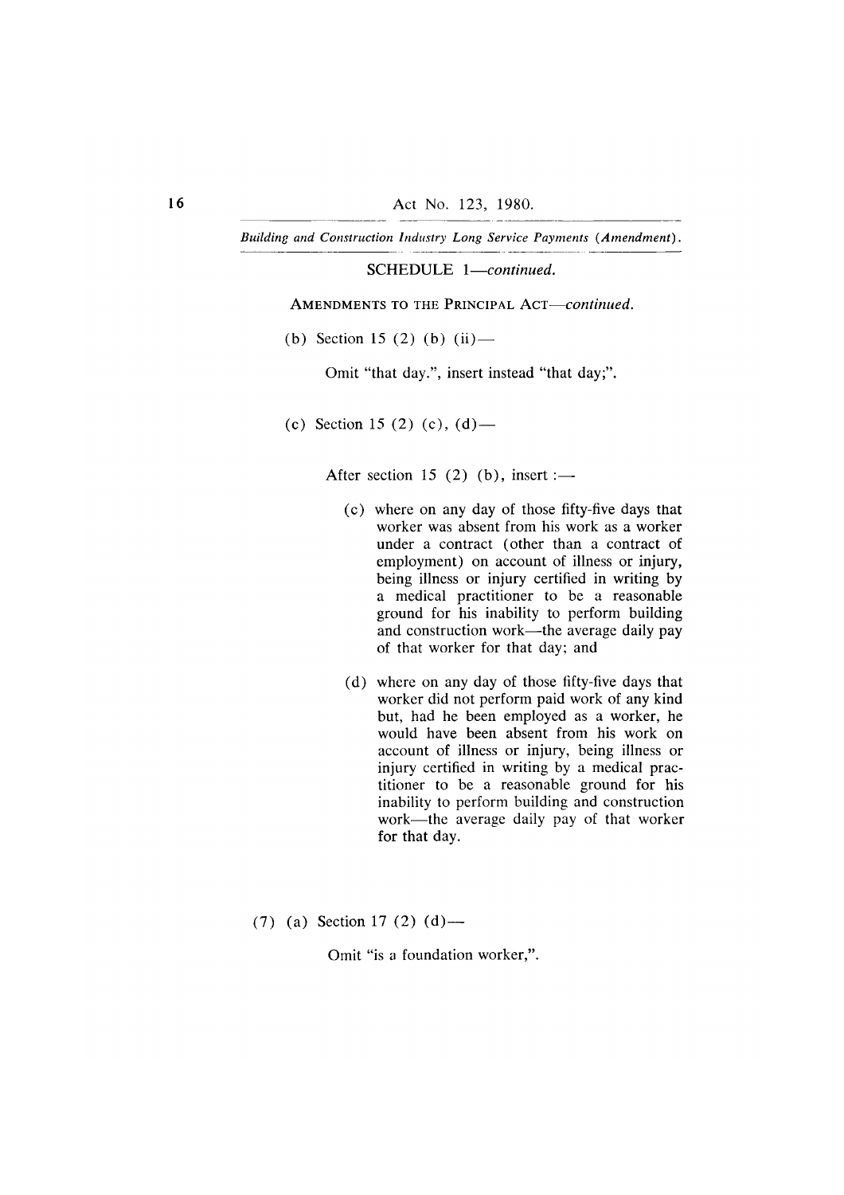SCHEDULE 1—*continued.*

AMENDMENTS TO THE PRINCIPAL ACT—*continued.*

(b) Section 15 (2) (b) (ii)—

Omit "that day.", insert instead "that day;".

(c) Section 15 (2) (c), (d)—

After section 15 (2) (b), insert :—

(c) where on any day of those fifty-five days that worker was absent from his work as a worker under a contract (other than a contract of employment) on account of illness or injury, being illness or injury certified in writing by a medical practitioner to be a reasonable ground for his inability to perform building and construction work—the average daily pay of that worker for that day; and

(d) where on any day of those fifty-five days that worker did not perform paid work of any kind but, had he been employed as a worker, he would have been absent from his work on account of illness or injury, being illness or injury certified in writing by a medical practitioner to be a reasonable ground for his inability to perform building and construction work—the average daily pay of that worker for that day.

(7) (a) Section 17 (2) (d)—

Omit "is a foundation worker,".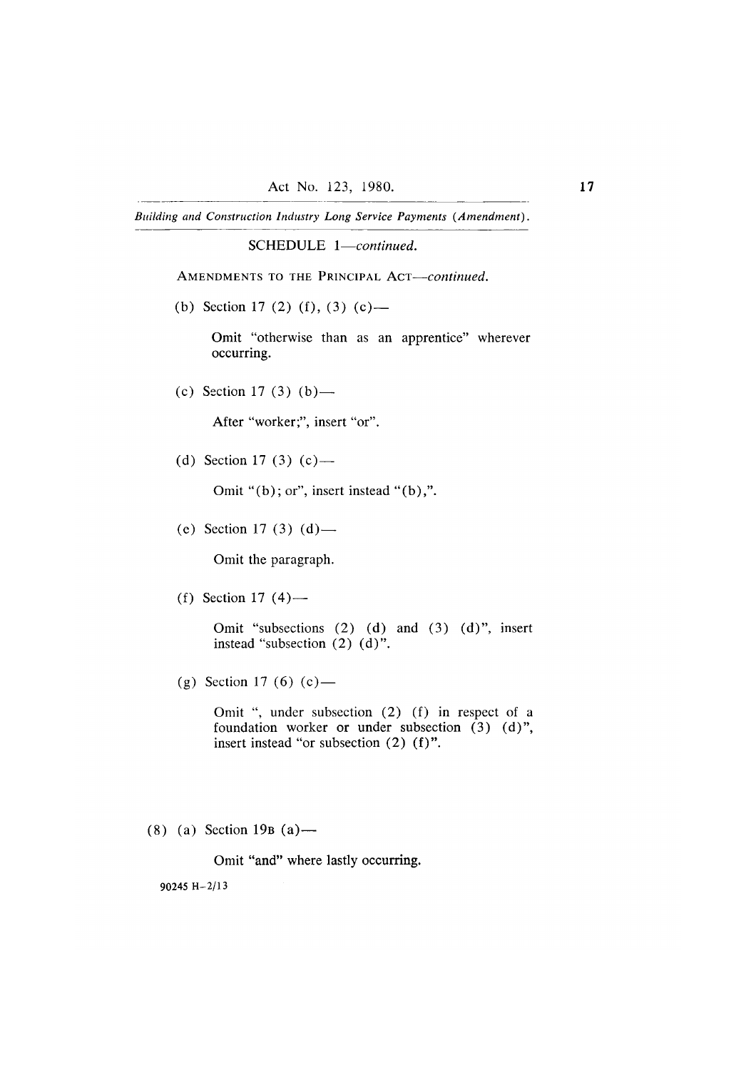SCHEDULE 1—*continued.*

AMENDMENTS TO THE PRINCIPAL ACT—*continued.*

(b) Section 17 (2) (f), (3) (c)—

Omit "otherwise than as an apprentice" wherever occurring.

(c) Section 17 (3) (b)—

After "worker;", insert "or".

(d) Section 17 (3) (c)—

Omit "(b); or", insert instead "(b),".

(e) Section 17 (3) (d)—

Omit the paragraph.

(f) Section 17 (4)—

Omit "subsections (2) (d) and (3) (d)", insert instead "subsection (2) (d)".

(g) Section 17 (6) (c)—

Omit ", under subsection (2) (f) in respect of a foundation worker or under subsection (3) (d)", insert instead "or subsection (2) (f)".

(8) (a) Section 19B (a)—

Omit "and" where lastly occurring.

90245 H–2/13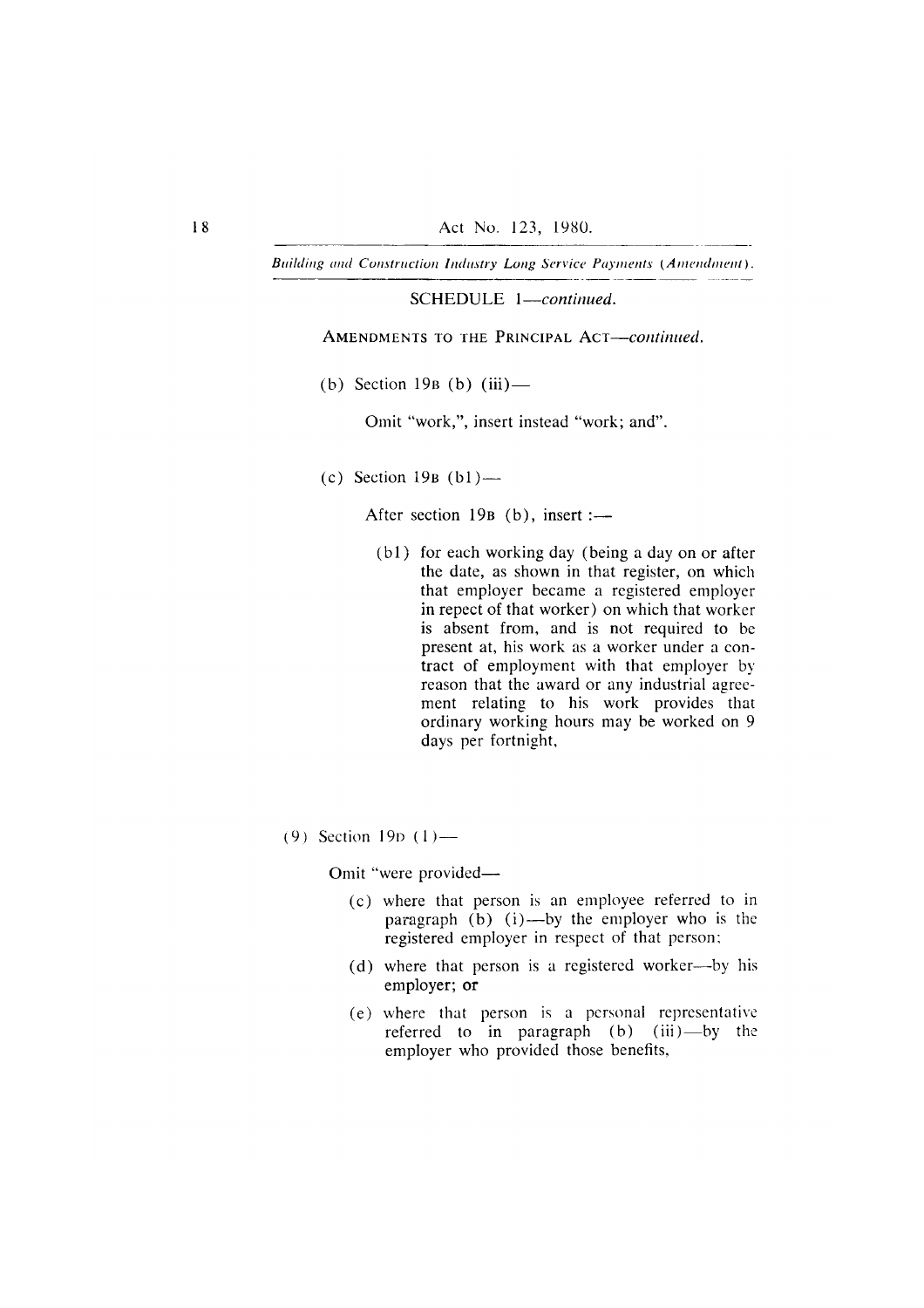SCHEDULE 1—*continued.*

AMENDMENTS TO THE PRINCIPAL ACT—*continued.*

(b) Section 19B (b) (iii)—

Omit "work,", insert instead "work; and".

(c) Section 19B (b1)—

After section 19B (b), insert :—

(b1) for each working day (being a day on or after the date, as shown in that register, on which that employer became a registered employer in repect of that worker) on which that worker is absent from, and is not required to be present at, his work as a worker under a contract of employment with that employer by reason that the award or any industrial agreement relating to his work provides that ordinary working hours may be worked on 9 days per fortnight,

(9) Section 19D (1)—

Omit "were provided—

(c) where that person is an employee referred to in paragraph (b) (i)—by the employer who is the registered employer in respect of that person;

(d) where that person is a registered worker—by his employer; or

(e) where that person is a personal representative referred to in paragraph (b) (iii)—by the employer who provided those benefits,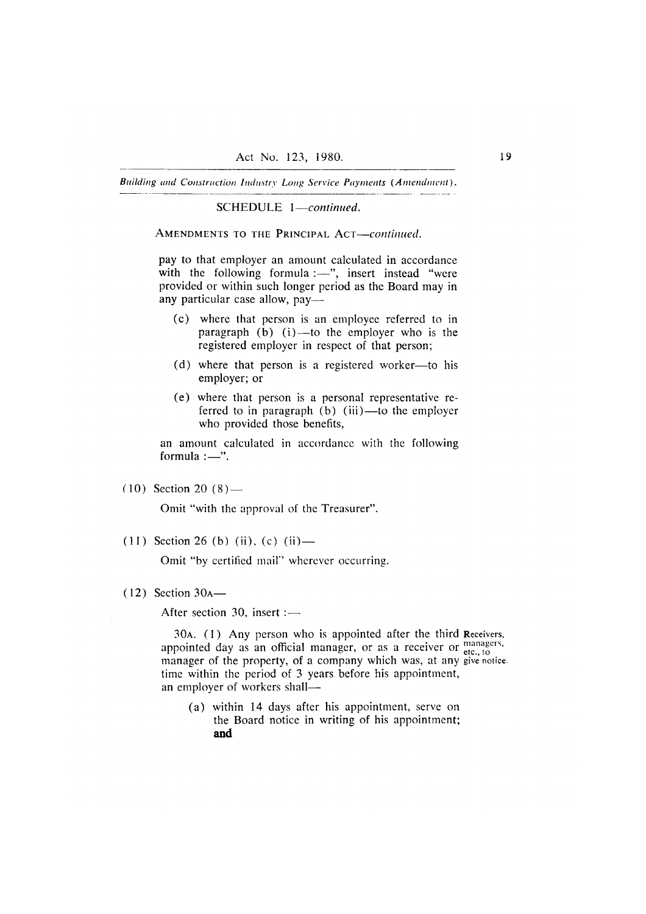SCHEDULE 1—*continued.*

AMENDMENTS TO THE PRINCIPAL ACT—*continued.*

pay to that employer an amount calculated in accordance with the following formula :—", insert instead "were provided or within such longer period as the Board may in any particular case allow, pay—

(c) where that person is an employee referred to in paragraph (b) (i)—to the employer who is the registered employer in respect of that person;

(d) where that person is a registered worker—to his employer; or

(e) where that person is a personal representative referred to in paragraph (b) (iii)—to the employer who provided those benefits,

an amount calculated in accordance with the following formula :—".

(10) Section 20 (8)—

Omit "with the approval of the Treasurer".

(11) Section 26 (b) (ii), (c) (ii)—

Omit "by certified mail" wherever occurring.

(12) Section 30A—

After section 30, insert :—

**Receivers, managers, etc., to give notice.**

30A. (1) Any person who is appointed after the third appointed day as an official manager, or as a receiver or manager of the property, of a company which was, at any time within the period of 3 years before his appointment, an employer of workers shall—

(a) within 14 days after his appointment, serve on the Board notice in writing of his appointment; **and**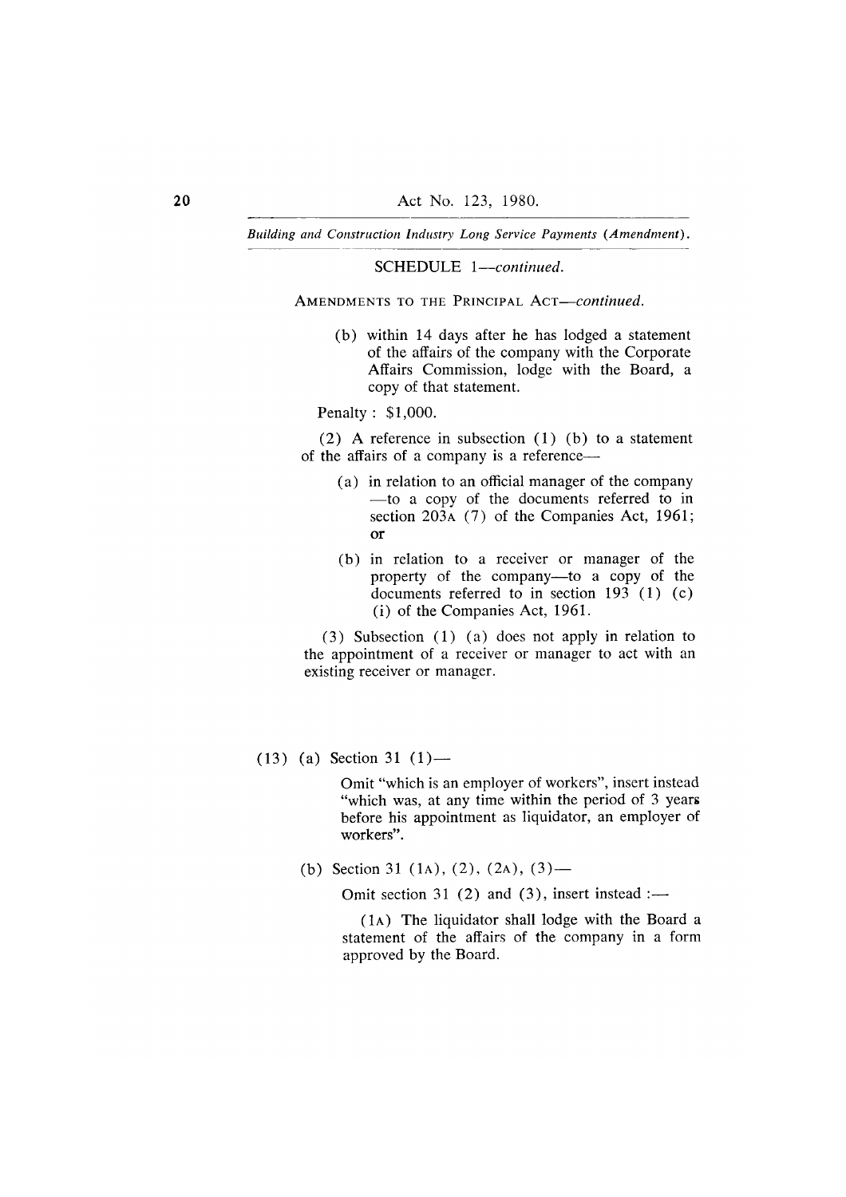SCHEDULE 1—*continued.*

AMENDMENTS TO THE PRINCIPAL ACT—*continued.*

(b) within 14 days after he has lodged a statement of the affairs of the company with the Corporate Affairs Commission, lodge with the Board, a copy of that statement.

Penalty: $1,000.

(2) A reference in subsection (1) (b) to a statement of the affairs of a company is a reference—

(a) in relation to an official manager of the company —to a copy of the documents referred to in section 203A (7) of the Companies Act, 1961; or

(b) in relation to a receiver or manager of the property of the company—to a copy of the documents referred to in section 193 (1) (c) (i) of the Companies Act, 1961.

(3) Subsection (1) (a) does not apply in relation to the appointment of a receiver or manager to act with an existing receiver or manager.

(13) (a) Section 31 (1)—

Omit "which is an employer of workers", insert instead "which was, at any time within the period of 3 years before his appointment as liquidator, an employer of workers".

(b) Section 31 (1A), (2), (2A), (3)—

Omit section 31 (2) and (3), insert instead :—

(1A) The liquidator shall lodge with the Board a statement of the affairs of the company in a form approved by the Board.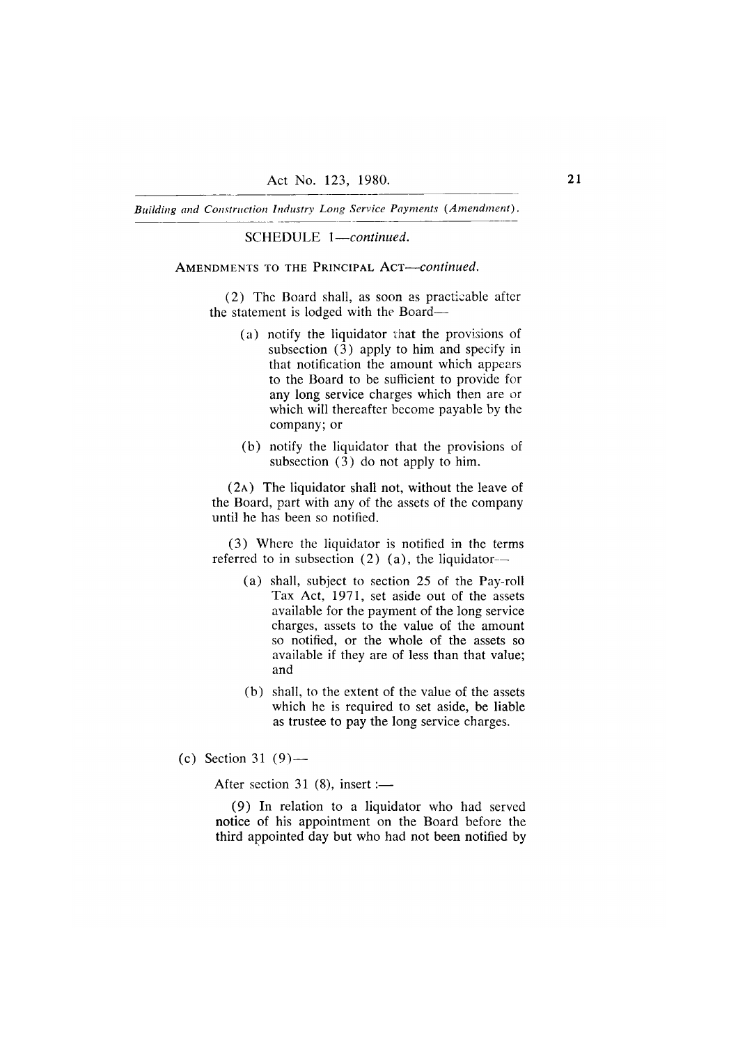SCHEDULE 1—*continued.*

AMENDMENTS TO THE PRINCIPAL ACT—*continued.*

(2) The Board shall, as soon as practicable after the statement is lodged with the Board—

(a) notify the liquidator that the provisions of subsection (3) apply to him and specify in that notification the amount which appears to the Board to be sufficient to provide for any long service charges which then are or which will thereafter become payable by the company; or

(b) notify the liquidator that the provisions of subsection (3) do not apply to him.

(2A) The liquidator shall not, without the leave of the Board, part with any of the assets of the company until he has been so notified.

(3) Where the liquidator is notified in the terms referred to in subsection (2) (a), the liquidator—

(a) shall, subject to section 25 of the Pay-roll Tax Act, 1971, set aside out of the assets available for the payment of the long service charges, assets to the value of the amount so notified, or the whole of the assets so available if they are of less than that value; and

(b) shall, to the extent of the value of the assets which he is required to set aside, be liable as trustee to pay the long service charges.

(c) Section 31 (9)—

After section 31 (8), insert :—

(9) In relation to a liquidator who had served notice of his appointment on the Board before the third appointed day but who had not been notified by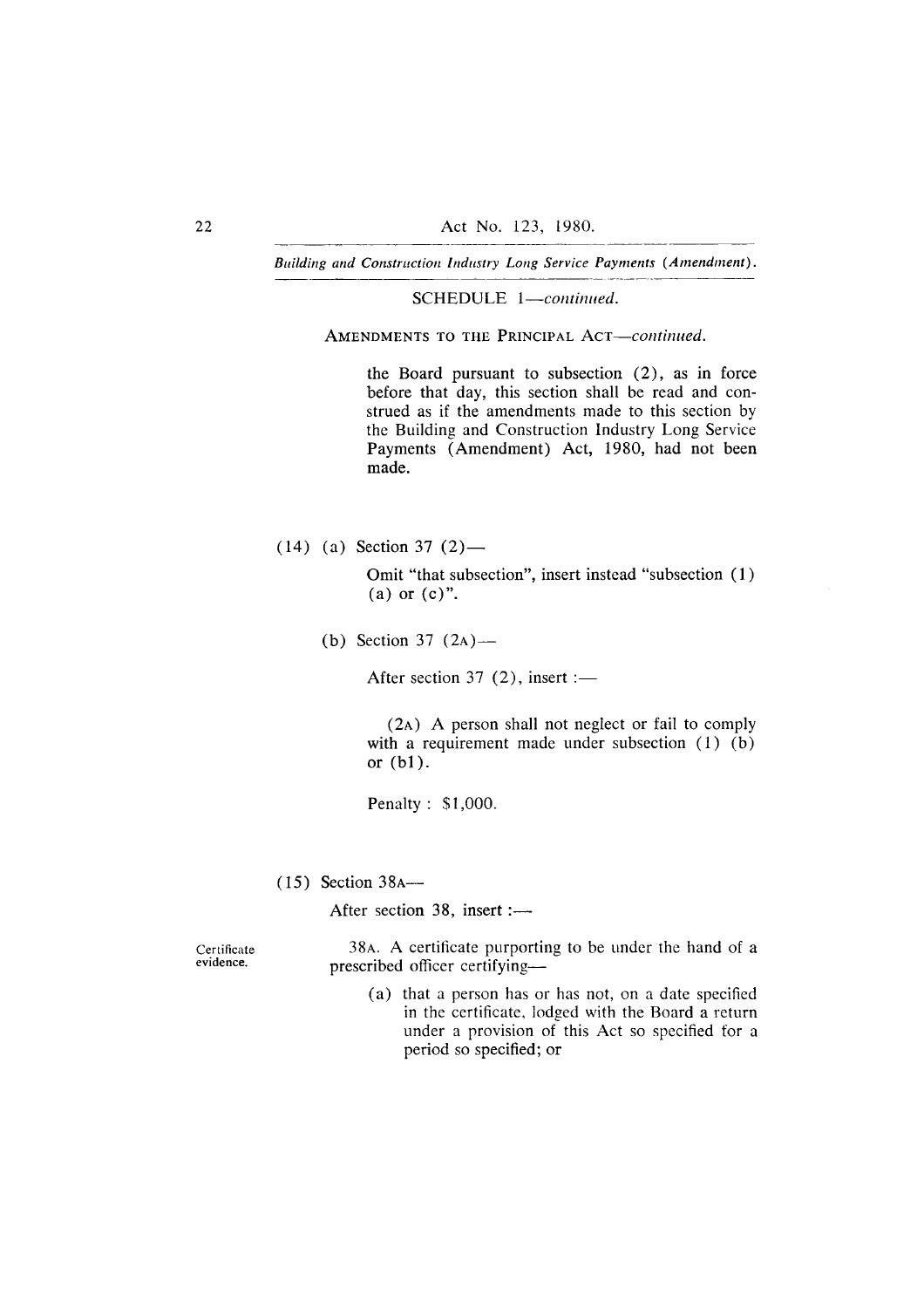SCHEDULE 1—*continued.*

AMENDMENTS TO THE PRINCIPAL ACT—*continued.*

the Board pursuant to subsection (2), as in force before that day, this section shall be read and construed as if the amendments made to this section by the Building and Construction Industry Long Service Payments (Amendment) Act, 1980, had not been made.

(14) (a) Section 37 (2)—

Omit "that subsection", insert instead "subsection (1) (a) or (c)".

(b) Section 37 (2A)—

After section 37 (2), insert :—

(2A) A person shall not neglect or fail to comply with a requirement made under subsection (1) (b) or (b1).

Penalty : $1,000.

(15) Section 38A—

After section 38, insert :—

Certificate evidence.

38A. A certificate purporting to be under the hand of a prescribed officer certifying—

(a) that a person has or has not, on a date specified in the certificate, lodged with the Board a return under a provision of this Act so specified for a period so specified; or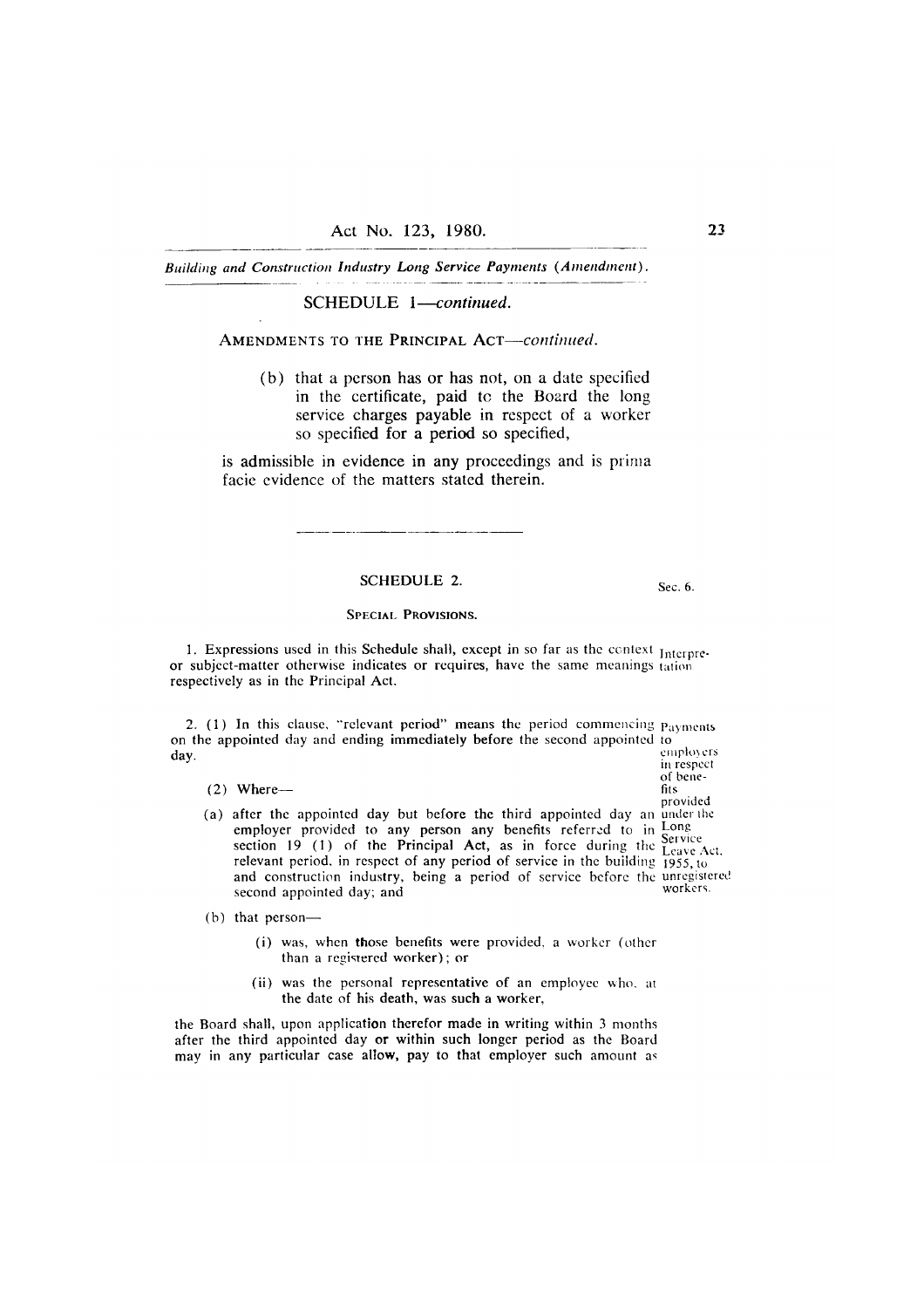## SCHEDULE 1—*continued*.

AMENDMENTS TO THE PRINCIPAL ACT—*continued*.

(b) that a person has or has not, on a date specified in the certificate, paid to the Board the long service charges payable in respect of a worker so specified for a period so specified,

is admissible in evidence in any proceedings and is prima facie evidence of the matters stated therein.

---

## SCHEDULE 2.

Sec. 6.

### SPECIAL PROVISIONS.

Interpretation.

1. Expressions used in this Schedule shall, except in so far as the context or subject-matter otherwise indicates or requires, have the same meanings respectively as in the Principal Act.

Payments to employers in respect of benefits provided under the Long Service Leave Act, 1955, to unregistered workers.

2. (1) In this clause, "relevant period" means the period commencing on the appointed day and ending immediately before the second appointed day.

(2) Where—

(a) after the appointed day but before the third appointed day an employer provided to any person any benefits referred to in section 19 (1) of the Principal Act, as in force during the relevant period, in respect of any period of service in the building and construction industry, being a period of service before the second appointed day; and

(b) that person—

(i) was, when those benefits were provided, a worker (other than a registered worker); or

(ii) was the personal representative of an employee who, at the date of his death, was such a worker,

the Board shall, upon application therefor made in writing within 3 months after the third appointed day or within such longer period as the Board may in any particular case allow, pay to that employer such amount as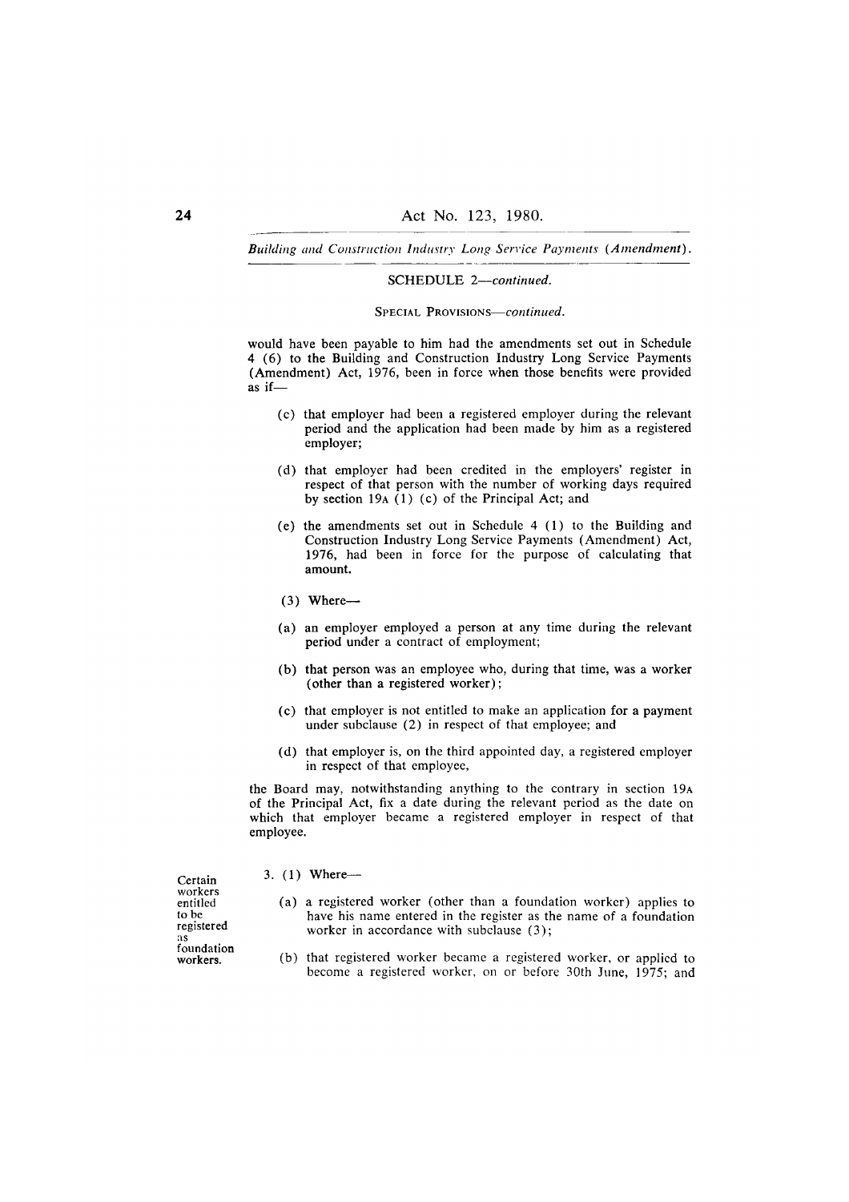SCHEDULE 2—*continued.*

SPECIAL PROVISIONS—*continued.*

would have been payable to him had the amendments set out in Schedule 4 (6) to the Building and Construction Industry Long Service Payments (Amendment) Act, 1976, been in force when those benefits were provided as if—

(c) that employer had been a registered employer during the relevant period and the application had been made by him as a registered employer;

(d) that employer had been credited in the employers' register in respect of that person with the number of working days required by section 19A (1) (c) of the Principal Act; and

(e) the amendments set out in Schedule 4 (1) to the Building and Construction Industry Long Service Payments (Amendment) Act, 1976, had been in force for the purpose of calculating that amount.

(3) Where—

(a) an employer employed a person at any time during the relevant period under a contract of employment;

(b) that person was an employee who, during that time, was a worker (other than a registered worker);

(c) that employer is not entitled to make an application for a payment under subclause (2) in respect of that employee; and

(d) that employer is, on the third appointed day, a registered employer in respect of that employee,

the Board may, notwithstanding anything to the contrary in section 19A of the Principal Act, fix a date during the relevant period as the date on which that employer became a registered employer in respect of that employee.

**Certain workers entitled to be registered as foundation workers.**

3. (1) Where—

(a) a registered worker (other than a foundation worker) applies to have his name entered in the register as the name of a foundation worker in accordance with subclause (3);

(b) that registered worker became a registered worker, or applied to become a registered worker, on or before 30th June, 1975; and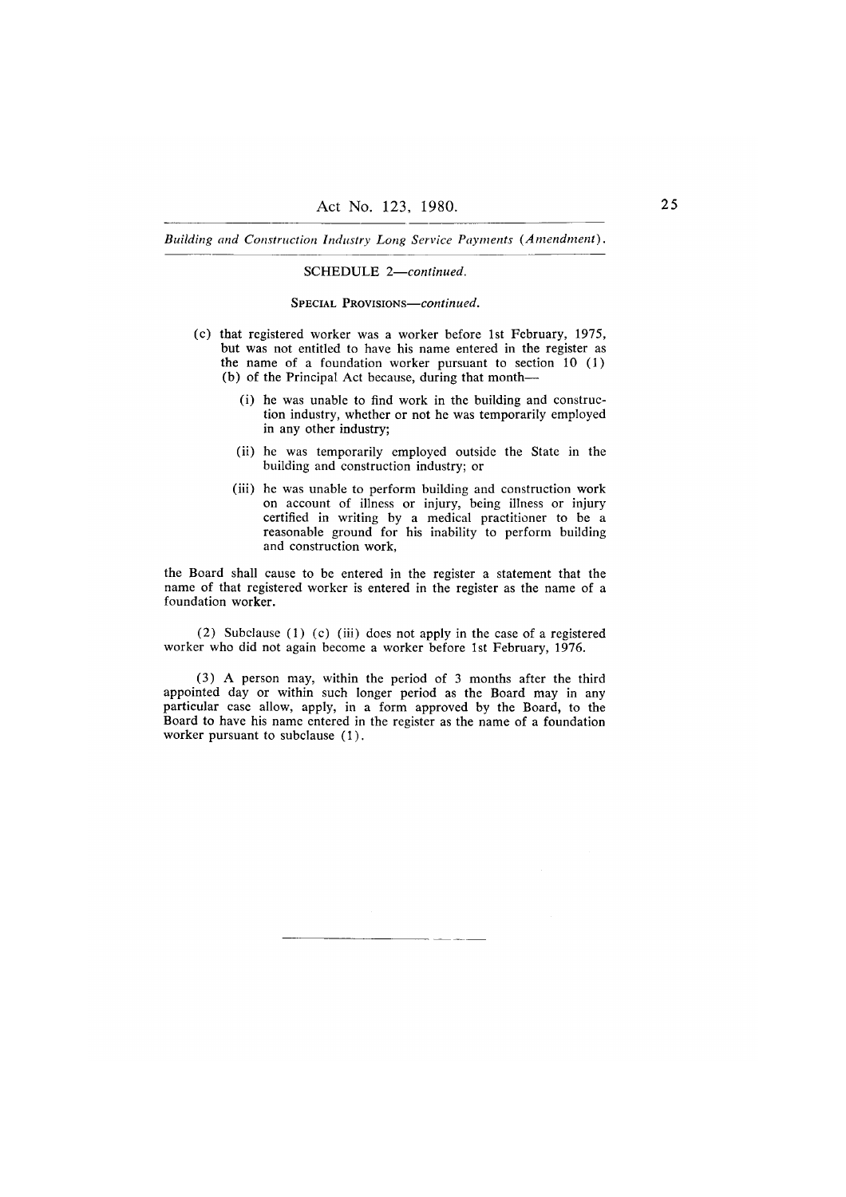SCHEDULE 2—*continued.*

SPECIAL PROVISIONS—*continued.*

(c) that registered worker was a worker before 1st February, 1975, but was not entitled to have his name entered in the register as the name of a foundation worker pursuant to section 10 (1) (b) of the Principal Act because, during that month—

(i) he was unable to find work in the building and construction industry, whether or not he was temporarily employed in any other industry;

(ii) he was temporarily employed outside the State in the building and construction industry; or

(iii) he was unable to perform building and construction work on account of illness or injury, being illness or injury certified in writing by a medical practitioner to be a reasonable ground for his inability to perform building and construction work,

the Board shall cause to be entered in the register a statement that the name of that registered worker is entered in the register as the name of a foundation worker.

(2) Subclause (1) (c) (iii) does not apply in the case of a registered worker who did not again become a worker before 1st February, 1976.

(3) A person may, within the period of 3 months after the third appointed day or within such longer period as the Board may in any particular case allow, apply, in a form approved by the Board, to the Board to have his name entered in the register as the name of a foundation worker pursuant to subclause (1).